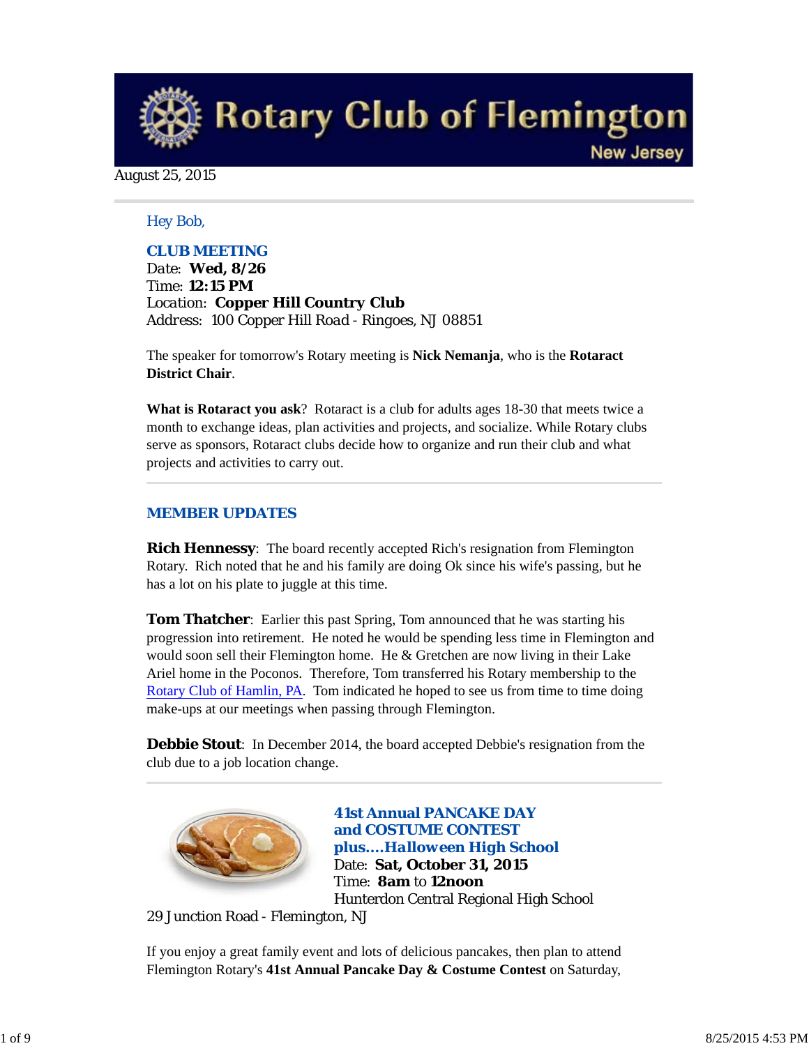# Rotary Club of Flemington

New Jersey

August 25, 2015

Hey Bob,

**CLUB MEETING**
Date: **Wed, 8/26**
Time: **12:15 PM**
Location: **Copper Hill Country Club**
Address: 100 Copper Hill Road - Ringoes, NJ 08851

The speaker for tomorrow's Rotary meeting is **Nick Nemanja**, who is the **Rotaract District Chair**.

**What is Rotaract you ask**? Rotaract is a club for adults ages 18-30 that meets twice a month to exchange ideas, plan activities and projects, and socialize. While Rotary clubs serve as sponsors, Rotaract clubs decide how to organize and run their club and what projects and activities to carry out.

## MEMBER UPDATES

**Rich Hennessy**: The board recently accepted Rich's resignation from Flemington Rotary. Rich noted that he and his family are doing Ok since his wife's passing, but he has a lot on his plate to juggle at this time.

**Tom Thatcher**: Earlier this past Spring, Tom announced that he was starting his progression into retirement. He noted he would be spending less time in Flemington and would soon sell their Flemington home. He & Gretchen are now living in their Lake Ariel home in the Poconos. Therefore, Tom transferred his Rotary membership to the Rotary Club of Hamlin, PA. Tom indicated he hoped to see us from time to time doing make-ups at our meetings when passing through Flemington.

**Debbie Stout**: In December 2014, the board accepted Debbie's resignation from the club due to a job location change.

## 41st Annual PANCAKE DAY and COSTUME CONTEST plus....Halloween High School

Date: **Sat, October 31, 2015**
Time: **8am** to **12noon**
Hunterdon Central Regional High School
29 Junction Road - Flemington, NJ

If you enjoy a great family event and lots of delicious pancakes, then plan to attend Flemington Rotary's **41st Annual Pancake Day & Costume Contest** on Saturday,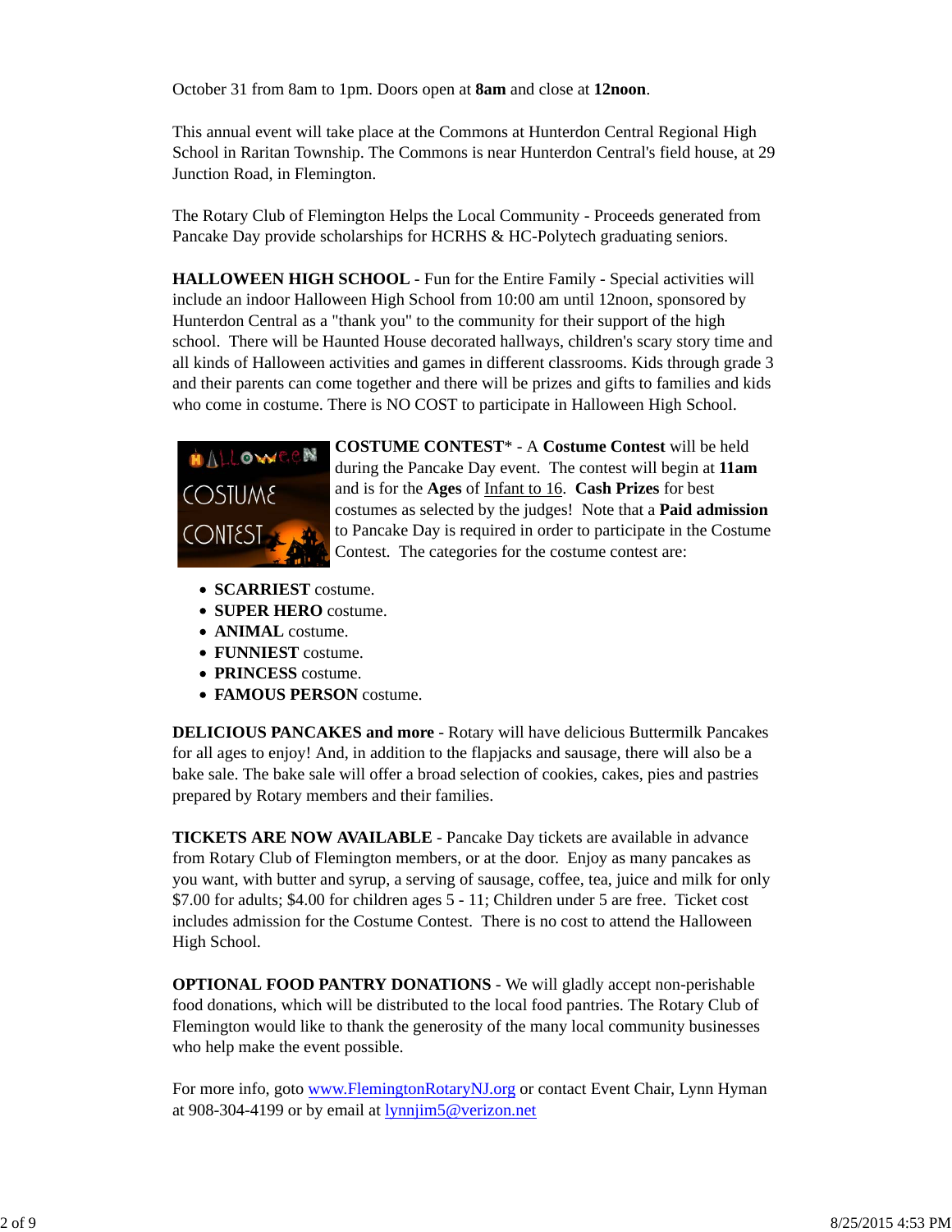October 31 from 8am to 1pm. Doors open at **8am** and close at **12noon**.

This annual event will take place at the Commons at Hunterdon Central Regional High School in Raritan Township. The Commons is near Hunterdon Central's field house, at 29 Junction Road, in Flemington.

The Rotary Club of Flemington Helps the Local Community - Proceeds generated from Pancake Day provide scholarships for HCRHS & HC-Polytech graduating seniors.

**HALLOWEEN HIGH SCHOOL** - Fun for the Entire Family - Special activities will include an indoor Halloween High School from 10:00 am until 12noon, sponsored by Hunterdon Central as a "thank you" to the community for their support of the high school. There will be Haunted House decorated hallways, children's scary story time and all kinds of Halloween activities and games in different classrooms. Kids through grade 3 and their parents can come together and there will be prizes and gifts to families and kids who come in costume. There is NO COST to participate in Halloween High School.

**COSTUME CONTEST*** - A **Costume Contest** will be held during the Pancake Day event. The contest will begin at **11am** and is for the **Ages** of Infant to 16. **Cash Prizes** for best costumes as selected by the judges! Note that a **Paid admission** to Pancake Day is required in order to participate in the Costume Contest. The categories for the costume contest are:

- **SCARRIEST** costume.
- **SUPER HERO** costume.
- **ANIMAL** costume.
- **FUNNIEST** costume.
- **PRINCESS** costume.
- **FAMOUS PERSON** costume.

**DELICIOUS PANCAKES and more** - Rotary will have delicious Buttermilk Pancakes for all ages to enjoy! And, in addition to the flapjacks and sausage, there will also be a bake sale. The bake sale will offer a broad selection of cookies, cakes, pies and pastries prepared by Rotary members and their families.

**TICKETS ARE NOW AVAILABLE** - Pancake Day tickets are available in advance from Rotary Club of Flemington members, or at the door. Enjoy as many pancakes as you want, with butter and syrup, a serving of sausage, coffee, tea, juice and milk for only $7.00 for adults; $4.00 for children ages 5 - 11; Children under 5 are free. Ticket cost includes admission for the Costume Contest. There is no cost to attend the Halloween High School.

**OPTIONAL FOOD PANTRY DONATIONS** - We will gladly accept non-perishable food donations, which will be distributed to the local food pantries. The Rotary Club of Flemington would like to thank the generosity of the many local community businesses who help make the event possible.

For more info, goto www.FlemingtonRotaryNJ.org or contact Event Chair, Lynn Hyman at 908-304-4199 or by email at lynnjim5@verizon.net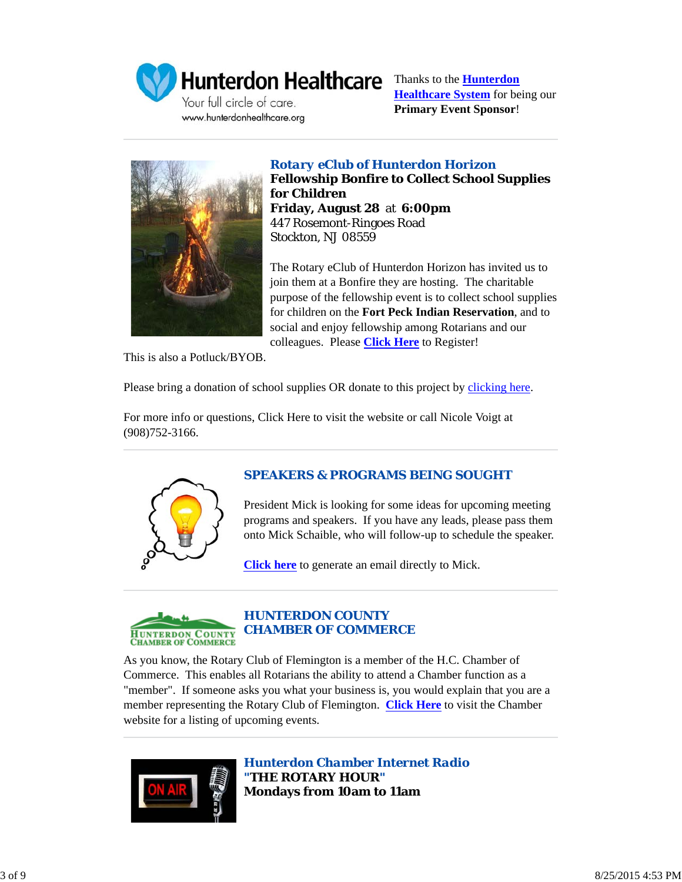Thanks to the **Hunterdon Healthcare System** for being our **Primary Event Sponsor**!

---

### *Rotary eClub of Hunterdon Horizon*

**Fellowship Bonfire to Collect School Supplies for Children**
**Friday, August 28** at **6:00pm**
447 Rosemont-Ringoes Road
Stockton, NJ 08559

The Rotary eClub of Hunterdon Horizon has invited us to join them at a Bonfire they are hosting. The charitable purpose of the fellowship event is to collect school supplies for children on the **Fort Peck Indian Reservation**, and to social and enjoy fellowship among Rotarians and our colleagues. Please **Click Here** to Register!

This is also a Potluck/BYOB.

Please bring a donation of school supplies OR donate to this project by clicking here.

For more info or questions, Click Here to visit the website or call Nicole Voigt at (908)752-3166.

---

### *SPEAKERS & PROGRAMS BEING SOUGHT*

President Mick is looking for some ideas for upcoming meeting programs and speakers. If you have any leads, please pass them onto Mick Schaible, who will follow-up to schedule the speaker.

**Click here** to generate an email directly to Mick.

---

### *HUNTERDON COUNTY CHAMBER OF COMMERCE*

As you know, the Rotary Club of Flemington is a member of the H.C. Chamber of Commerce. This enables all Rotarians the ability to attend a Chamber function as a "member". If someone asks you what your business is, you would explain that you are a member representing the Rotary Club of Flemington. **Click Here** to visit the Chamber website for a listing of upcoming events.

---

### *Hunterdon Chamber Internet Radio*

**"THE ROTARY HOUR"**
**Mondays from 10am to 11am**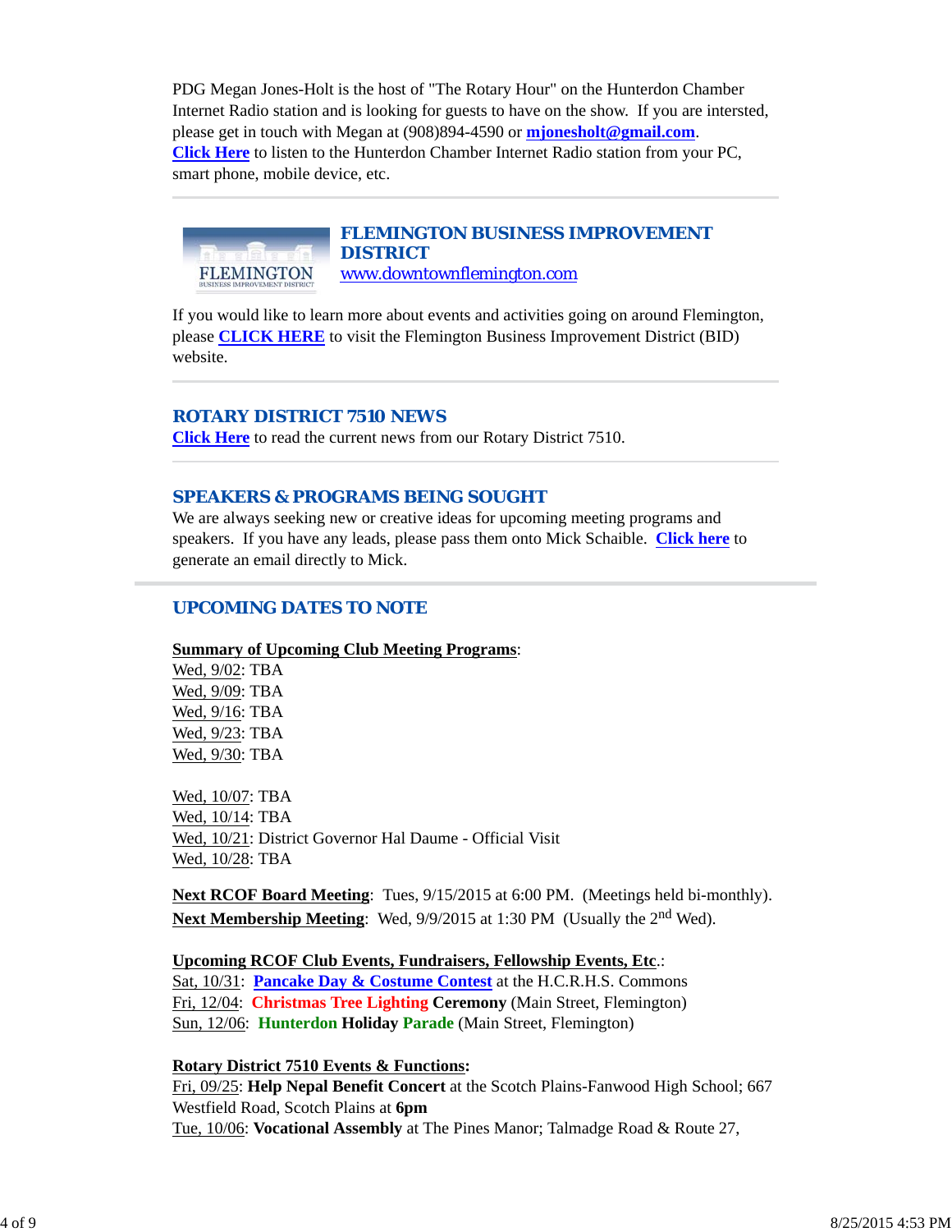PDG Megan Jones-Holt is the host of "The Rotary Hour" on the Hunterdon Chamber Internet Radio station and is looking for guests to have on the show. If you are intersted, please get in touch with Megan at (908)894-4590 or **mjonesholt@gmail.com**. **Click Here** to listen to the Hunterdon Chamber Internet Radio station from your PC, smart phone, mobile device, etc.

---

## FLEMINGTON BUSINESS IMPROVEMENT DISTRICT

www.downtownflemington.com

If you would like to learn more about events and activities going on around Flemington, please **CLICK HERE** to visit the Flemington Business Improvement District (BID) website.

---

## ROTARY DISTRICT 7510 NEWS

**Click Here** to read the current news from our Rotary District 7510.

---

## SPEAKERS & PROGRAMS BEING SOUGHT

We are always seeking new or creative ideas for upcoming meeting programs and speakers. If you have any leads, please pass them onto Mick Schaible. **Click here** to generate an email directly to Mick.

---

## UPCOMING DATES TO NOTE

**Summary of Upcoming Club Meeting Programs**:
Wed, 9/02: TBA
Wed, 9/09: TBA
Wed, 9/16: TBA
Wed, 9/23: TBA
Wed, 9/30: TBA

Wed, 10/07: TBA
Wed, 10/14: TBA
Wed, 10/21: District Governor Hal Daume - Official Visit
Wed, 10/28: TBA

**Next RCOF Board Meeting**: Tues, 9/15/2015 at 6:00 PM. (Meetings held bi-monthly).
**Next Membership Meeting**: Wed, 9/9/2015 at 1:30 PM (Usually the 2nd Wed).

**Upcoming RCOF Club Events, Fundraisers, Fellowship Events, Etc**.:
Sat, 10/31: **Pancake Day & Costume Contest** at the H.C.R.H.S. Commons
Fri, 12/04: **Christmas Tree Lighting Ceremony** (Main Street, Flemington)
Sun, 12/06: **Hunterdon Holiday Parade** (Main Street, Flemington)

**Rotary District 7510 Events & Functions:**
Fri, 09/25: **Help Nepal Benefit Concert** at the Scotch Plains-Fanwood High School; 667 Westfield Road, Scotch Plains at **6pm**
Tue, 10/06: **Vocational Assembly** at The Pines Manor; Talmadge Road & Route 27,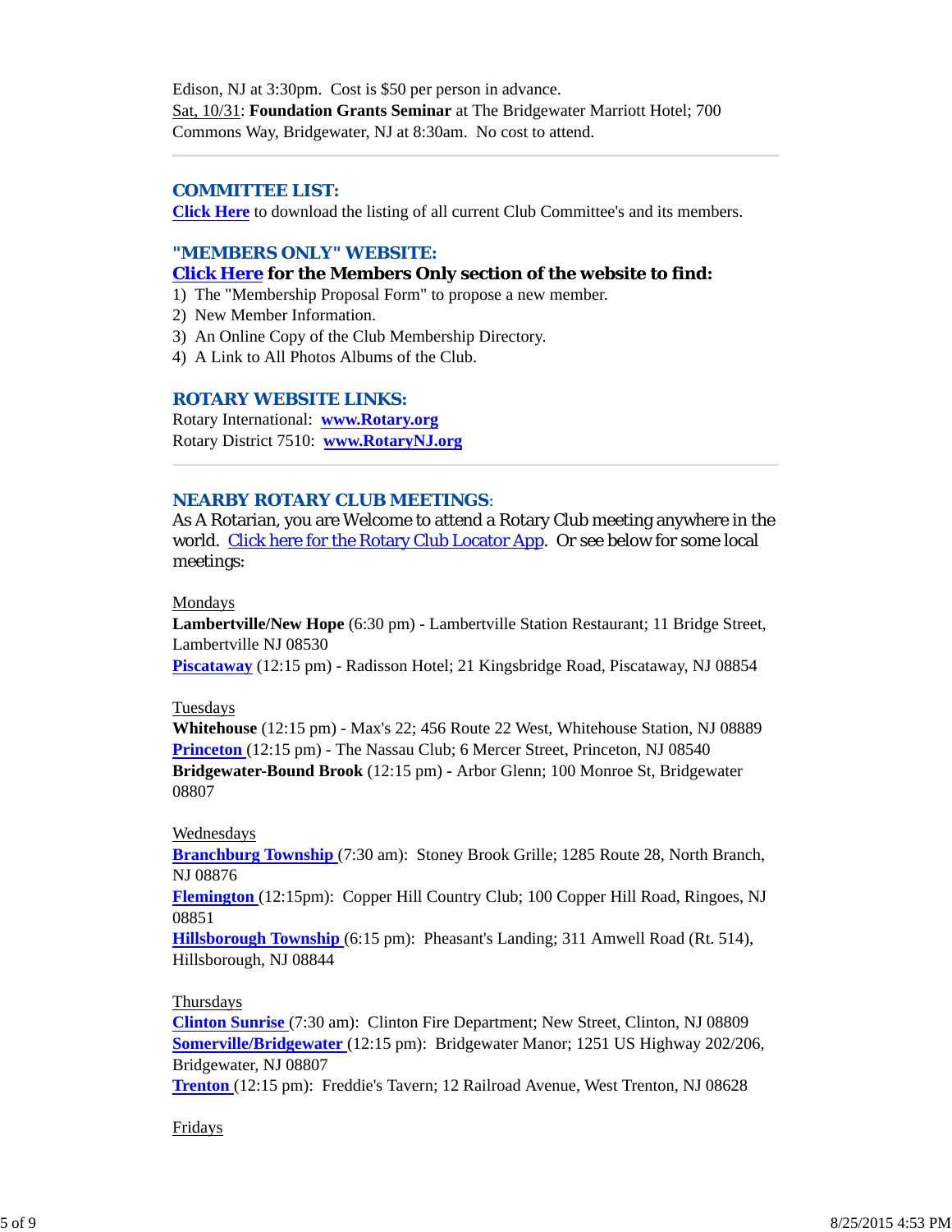Edison, NJ at 3:30pm. Cost is $50 per person in advance.
Sat, 10/31: **Foundation Grants Seminar** at The Bridgewater Marriott Hotel; 700 Commons Way, Bridgewater, NJ at 8:30am. No cost to attend.

---

## COMMITTEE LIST:

**Click Here** to download the listing of all current Club Committee's and its members.

## "MEMBERS ONLY" WEBSITE:

**Click Here for the Members Only section of the website to find:**

1) The "Membership Proposal Form" to propose a new member.
2) New Member Information.
3) An Online Copy of the Club Membership Directory.
4) A Link to All Photos Albums of the Club.

## ROTARY WEBSITE LINKS:

Rotary International: **www.Rotary.org**
Rotary District 7510: **www.RotaryNJ.org**

---

## NEARBY ROTARY CLUB MEETINGS:

As A Rotarian, you are Welcome to attend a Rotary Club meeting anywhere in the world. Click here for the Rotary Club Locator App. Or see below for some local meetings:

Mondays
**Lambertville/New Hope** (6:30 pm) - Lambertville Station Restaurant; 11 Bridge Street, Lambertville NJ 08530
**Piscataway** (12:15 pm) - Radisson Hotel; 21 Kingsbridge Road, Piscataway, NJ 08854

Tuesdays
**Whitehouse** (12:15 pm) - Max's 22; 456 Route 22 West, Whitehouse Station, NJ 08889
**Princeton** (12:15 pm) - The Nassau Club; 6 Mercer Street, Princeton, NJ 08540
**Bridgewater-Bound Brook** (12:15 pm) - Arbor Glenn; 100 Monroe St, Bridgewater 08807

Wednesdays
**Branchburg Township** (7:30 am): Stoney Brook Grille; 1285 Route 28, North Branch, NJ 08876
**Flemington** (12:15pm): Copper Hill Country Club; 100 Copper Hill Road, Ringoes, NJ 08851
**Hillsborough Township** (6:15 pm): Pheasant's Landing; 311 Amwell Road (Rt. 514), Hillsborough, NJ 08844

Thursdays
**Clinton Sunrise** (7:30 am): Clinton Fire Department; New Street, Clinton, NJ 08809
**Somerville/Bridgewater** (12:15 pm): Bridgewater Manor; 1251 US Highway 202/206, Bridgewater, NJ 08807
**Trenton** (12:15 pm): Freddie's Tavern; 12 Railroad Avenue, West Trenton, NJ 08628

Fridays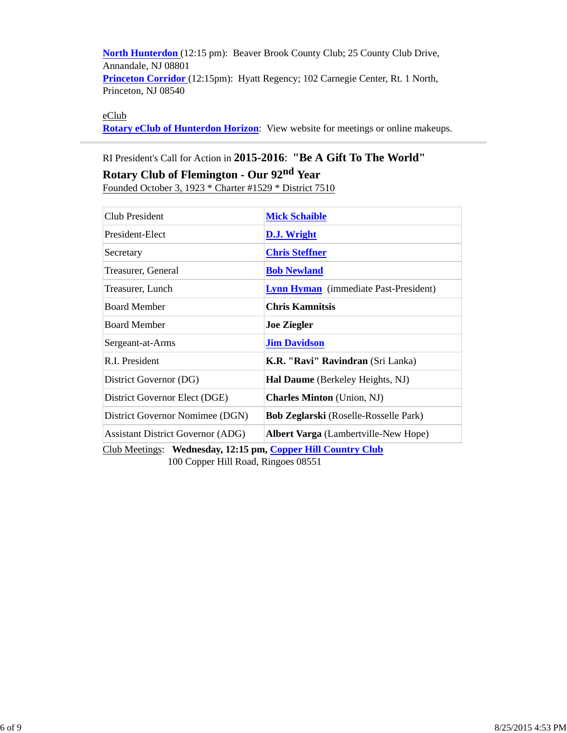**North Hunterdon** (12:15 pm): Beaver Brook County Club; 25 County Club Drive, Annandale, NJ 08801
**Princeton Corridor** (12:15pm): Hyatt Regency; 102 Carnegie Center, Rt. 1 North, Princeton, NJ 08540

eClub
**Rotary eClub of Hunterdon Horizon**: View website for meetings or online makeups.

---

RI President's Call for Action in **2015-2016**: **"Be A Gift To The World"**

**Rotary Club of Flemington - Our 92nd Year**

Founded October 3, 1923 * Charter #1529 * District 7510

| | |
|---|---|
| Club President | **Mick Schaible** |
| President-Elect | **D.J. Wright** |
| Secretary | **Chris Steffner** |
| Treasurer, General | **Bob Newland** |
| Treasurer, Lunch | **Lynn Hyman** (immediate Past-President) |
| Board Member | **Chris Kamnitsis** |
| Board Member | **Joe Ziegler** |
| Sergeant-at-Arms | **Jim Davidson** |
| R.I. President | **K.R. "Ravi" Ravindran** (Sri Lanka) |
| District Governor (DG) | **Hal Daume** (Berkeley Heights, NJ) |
| District Governor Elect (DGE) | **Charles Minton** (Union, NJ) |
| District Governor Nominee (DGN) | **Bob Zeglarski** (Roselle-Rosselle Park) |
| Assistant District Governor (ADG) | **Albert Varga** (Lambertville-New Hope) |

Club Meetings: **Wednesday, 12:15 pm, Copper Hill Country Club**
100 Copper Hill Road, Ringoes 08551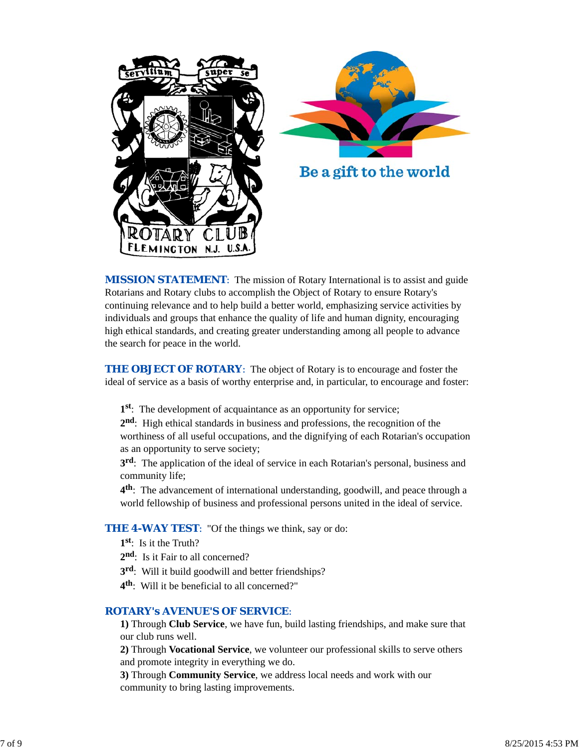**MISSION STATEMENT**: The mission of Rotary International is to assist and guide Rotarians and Rotary clubs to accomplish the Object of Rotary to ensure Rotary's continuing relevance and to help build a better world, emphasizing service activities by individuals and groups that enhance the quality of life and human dignity, encouraging high ethical standards, and creating greater understanding among all people to advance the search for peace in the world.

**THE OBJECT OF ROTARY**: The object of Rotary is to encourage and foster the ideal of service as a basis of worthy enterprise and, in particular, to encourage and foster:

1st: The development of acquaintance as an opportunity for service;
2nd: High ethical standards in business and professions, the recognition of the worthiness of all useful occupations, and the dignifying of each Rotarian's occupation as an opportunity to serve society;
3rd: The application of the ideal of service in each Rotarian's personal, business and community life;
4th: The advancement of international understanding, goodwill, and peace through a world fellowship of business and professional persons united in the ideal of service.

**THE 4-WAY TEST**: "Of the things we think, say or do:
1st: Is it the Truth?
2nd: Is it Fair to all concerned?
3rd: Will it build goodwill and better friendships?
4th: Will it be beneficial to all concerned?"

**ROTARY's AVENUE'S OF SERVICE**:
**1)** Through **Club Service**, we have fun, build lasting friendships, and make sure that our club runs well.
**2)** Through **Vocational Service**, we volunteer our professional skills to serve others and promote integrity in everything we do.
**3)** Through **Community Service**, we address local needs and work with our community to bring lasting improvements.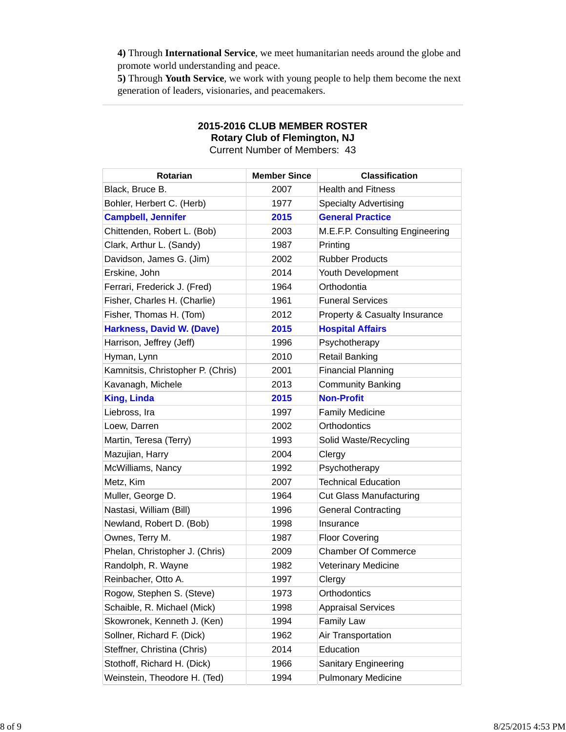**4)** Through **International Service**, we meet humanitarian needs around the globe and promote world understanding and peace.
**5)** Through **Youth Service**, we work with young people to help them become the next generation of leaders, visionaries, and peacemakers.

---

## 2015-2016 CLUB MEMBER ROSTER
## Rotary Club of Flemington, NJ

Current Number of Members: 43

| Rotarian | Member Since | Classification |
|---|---|---|
| Black, Bruce B. | 2007 | Health and Fitness |
| Bohler, Herbert C. (Herb) | 1977 | Specialty Advertising |
| **Campbell, Jennifer** | **2015** | **General Practice** |
| Chittenden, Robert L. (Bob) | 2003 | M.E.F.P. Consulting Engineering |
| Clark, Arthur L. (Sandy) | 1987 | Printing |
| Davidson, James G. (Jim) | 2002 | Rubber Products |
| Erskine, John | 2014 | Youth Development |
| Ferrari, Frederick J. (Fred) | 1964 | Orthodontia |
| Fisher, Charles H. (Charlie) | 1961 | Funeral Services |
| Fisher, Thomas H. (Tom) | 2012 | Property & Casualty Insurance |
| **Harkness, David W. (Dave)** | **2015** | **Hospital Affairs** |
| Harrison, Jeffrey (Jeff) | 1996 | Psychotherapy |
| Hyman, Lynn | 2010 | Retail Banking |
| Kamnitsis, Christopher P. (Chris) | 2001 | Financial Planning |
| Kavanagh, Michele | 2013 | Community Banking |
| **King, Linda** | **2015** | **Non-Profit** |
| Liebross, Ira | 1997 | Family Medicine |
| Loew, Darren | 2002 | Orthodontics |
| Martin, Teresa (Terry) | 1993 | Solid Waste/Recycling |
| Mazujian, Harry | 2004 | Clergy |
| McWilliams, Nancy | 1992 | Psychotherapy |
| Metz, Kim | 2007 | Technical Education |
| Muller, George D. | 1964 | Cut Glass Manufacturing |
| Nastasi, William (Bill) | 1996 | General Contracting |
| Newland, Robert D. (Bob) | 1998 | Insurance |
| Ownes, Terry M. | 1987 | Floor Covering |
| Phelan, Christopher J. (Chris) | 2009 | Chamber Of Commerce |
| Randolph, R. Wayne | 1982 | Veterinary Medicine |
| Reinbacher, Otto A. | 1997 | Clergy |
| Rogow, Stephen S. (Steve) | 1973 | Orthodontics |
| Schaible, R. Michael (Mick) | 1998 | Appraisal Services |
| Skowronek, Kenneth J. (Ken) | 1994 | Family Law |
| Sollner, Richard F. (Dick) | 1962 | Air Transportation |
| Steffner, Christina (Chris) | 2014 | Education |
| Stothoff, Richard H. (Dick) | 1966 | Sanitary Engineering |
| Weinstein, Theodore H. (Ted) | 1994 | Pulmonary Medicine |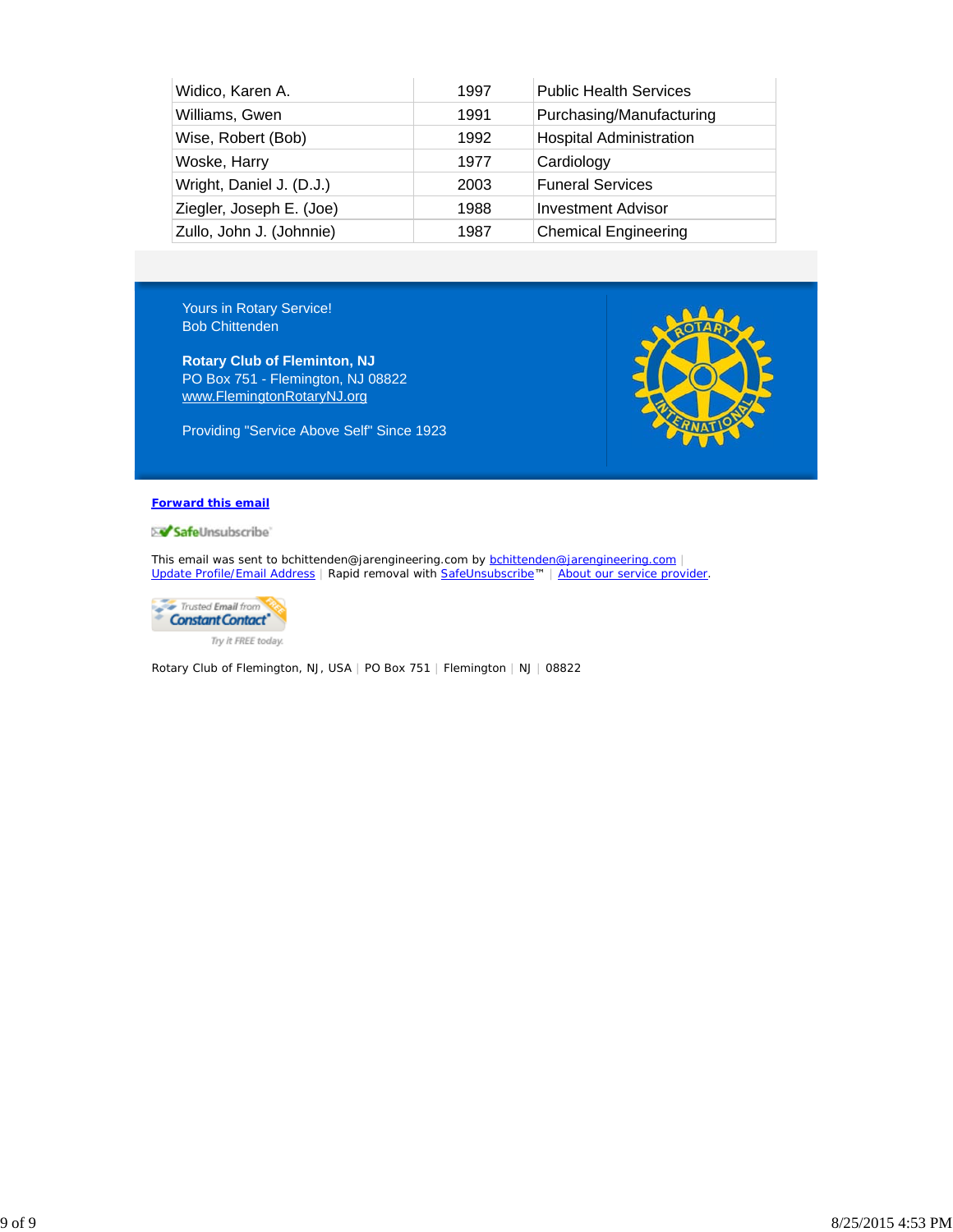| | | |
|---|---|---|
| Widico, Karen A. | 1997 | Public Health Services |
| Williams, Gwen | 1991 | Purchasing/Manufacturing |
| Wise, Robert (Bob) | 1992 | Hospital Administration |
| Woske, Harry | 1977 | Cardiology |
| Wright, Daniel J. (D.J.) | 2003 | Funeral Services |
| Ziegler, Joseph E. (Joe) | 1988 | Investment Advisor |
| Zullo, John J. (Johnnie) | 1987 | Chemical Engineering |

Yours in Rotary Service!
Bob Chittenden

**Rotary Club of Fleminton, NJ**
PO Box 751 - Flemington, NJ 08822
www.FlemingtonRotaryNJ.org

Providing "Service Above Self" Since 1923

**Forward this email**

SafeUnsubscribe

This email was sent to bchittenden@jarengineering.com by bchittenden@jarengineering.com | Update Profile/Email Address | Rapid removal with SafeUnsubscribe™ | About our service provider.

Trusted Email from Constant Contact — Try it FREE today.

Rotary Club of Flemington, NJ, USA | PO Box 751 | Flemington | NJ | 08822